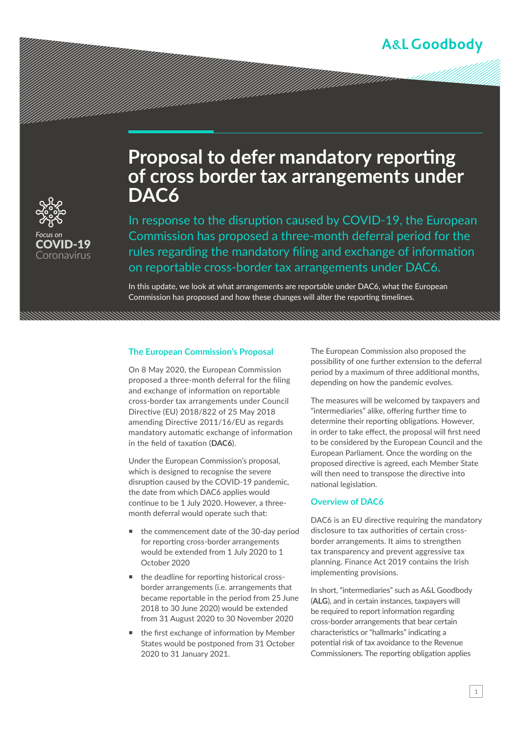A&L Goodbody

*Focus on*
**COVID-19**
Coronavirus

# Proposal to defer mandatory reporting of cross border tax arrangements under DAC6

In response to the disruption caused by COVID-19, the European Commission has proposed a three-month deferral period for the rules regarding the mandatory filing and exchange of information on reportable cross-border tax arrangements under DAC6.

In this update, we look at what arrangements are reportable under DAC6, what the European Commission has proposed and how these changes will alter the reporting timelines.

## The European Commission's Proposal

On 8 May 2020, the European Commission proposed a three-month deferral for the filing and exchange of information on reportable cross-border tax arrangements under Council Directive (EU) 2018/822 of 25 May 2018 amending Directive 2011/16/EU as regards mandatory automatic exchange of information in the field of taxation (**DAC6**).

Under the European Commission's proposal, which is designed to recognise the severe disruption caused by the COVID-19 pandemic, the date from which DAC6 applies would continue to be 1 July 2020. However, a three-month deferral would operate such that:

- the commencement date of the 30-day period for reporting cross-border arrangements would be extended from 1 July 2020 to 1 October 2020
- the deadline for reporting historical cross-border arrangements (i.e. arrangements that became reportable in the period from 25 June 2018 to 30 June 2020) would be extended from 31 August 2020 to 30 November 2020
- the first exchange of information by Member States would be postponed from 31 October 2020 to 31 January 2021.

The European Commission also proposed the possibility of one further extension to the deferral period by a maximum of three additional months, depending on how the pandemic evolves.

The measures will be welcomed by taxpayers and "intermediaries" alike, offering further time to determine their reporting obligations. However, in order to take effect, the proposal will first need to be considered by the European Council and the European Parliament. Once the wording on the proposed directive is agreed, each Member State will then need to transpose the directive into national legislation.

## Overview of DAC6

DAC6 is an EU directive requiring the mandatory disclosure to tax authorities of certain cross-border arrangements. It aims to strengthen tax transparency and prevent aggressive tax planning. Finance Act 2019 contains the Irish implementing provisions.

In short, "intermediaries" such as A&L Goodbody (**ALG**), and in certain instances, taxpayers will be required to report information regarding cross-border arrangements that bear certain characteristics or "hallmarks" indicating a potential risk of tax avoidance to the Revenue Commissioners. The reporting obligation applies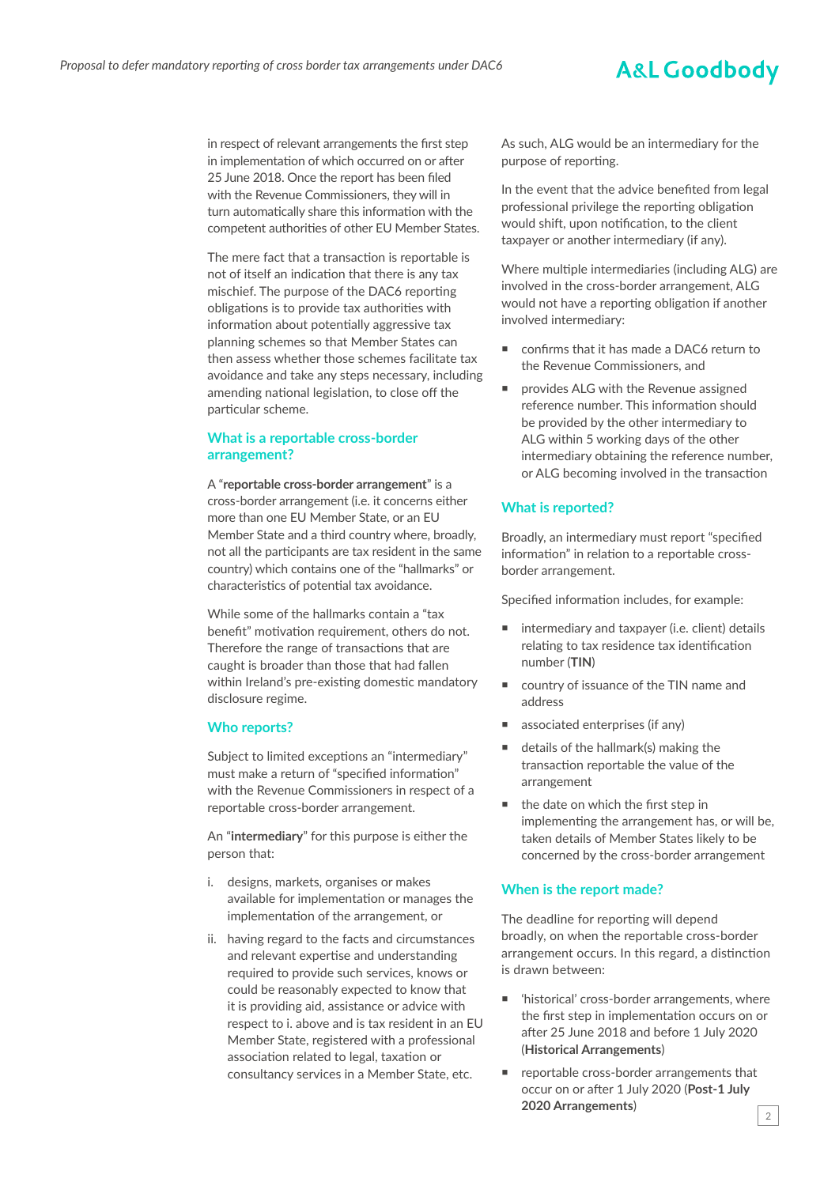in respect of relevant arrangements the first step in implementation of which occurred on or after 25 June 2018. Once the report has been filed with the Revenue Commissioners, they will in turn automatically share this information with the competent authorities of other EU Member States.

The mere fact that a transaction is reportable is not of itself an indication that there is any tax mischief. The purpose of the DAC6 reporting obligations is to provide tax authorities with information about potentially aggressive tax planning schemes so that Member States can then assess whether those schemes facilitate tax avoidance and take any steps necessary, including amending national legislation, to close off the particular scheme.

## What is a reportable cross-border arrangement?

A "**reportable cross-border arrangement**" is a cross-border arrangement (i.e. it concerns either more than one EU Member State, or an EU Member State and a third country where, broadly, not all the participants are tax resident in the same country) which contains one of the "hallmarks" or characteristics of potential tax avoidance.

While some of the hallmarks contain a "tax benefit" motivation requirement, others do not. Therefore the range of transactions that are caught is broader than those that had fallen within Ireland's pre-existing domestic mandatory disclosure regime.

## Who reports?

Subject to limited exceptions an "intermediary" must make a return of "specified information" with the Revenue Commissioners in respect of a reportable cross-border arrangement.

An "**intermediary**" for this purpose is either the person that:

i. designs, markets, organises or makes available for implementation or manages the implementation of the arrangement, or

ii. having regard to the facts and circumstances and relevant expertise and understanding required to provide such services, knows or could be reasonably expected to know that it is providing aid, assistance or advice with respect to i. above and is tax resident in an EU Member State, registered with a professional association related to legal, taxation or consultancy services in a Member State, etc.

As such, ALG would be an intermediary for the purpose of reporting.

In the event that the advice benefited from legal professional privilege the reporting obligation would shift, upon notification, to the client taxpayer or another intermediary (if any).

Where multiple intermediaries (including ALG) are involved in the cross-border arrangement, ALG would not have a reporting obligation if another involved intermediary:

- confirms that it has made a DAC6 return to the Revenue Commissioners, and
- provides ALG with the Revenue assigned reference number. This information should be provided by the other intermediary to ALG within 5 working days of the other intermediary obtaining the reference number, or ALG becoming involved in the transaction

## What is reported?

Broadly, an intermediary must report "specified information" in relation to a reportable cross-border arrangement.

Specified information includes, for example:

- intermediary and taxpayer (i.e. client) details relating to tax residence tax identification number (**TIN**)
- country of issuance of the TIN name and address
- associated enterprises (if any)
- details of the hallmark(s) making the transaction reportable the value of the arrangement
- the date on which the first step in implementing the arrangement has, or will be, taken details of Member States likely to be concerned by the cross-border arrangement

## When is the report made?

The deadline for reporting will depend broadly, on when the reportable cross-border arrangement occurs. In this regard, a distinction is drawn between:

- 'historical' cross-border arrangements, where the first step in implementation occurs on or after 25 June 2018 and before 1 July 2020 (**Historical Arrangements**)
- reportable cross-border arrangements that occur on or after 1 July 2020 (**Post-1 July 2020 Arrangements**)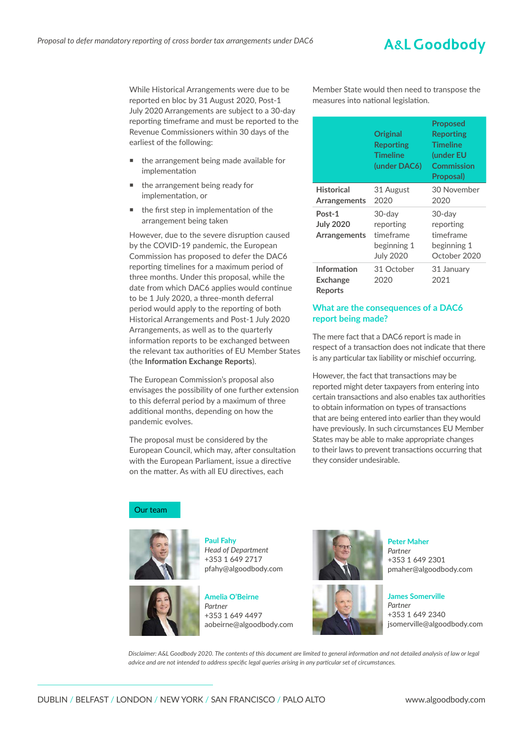While Historical Arrangements were due to be reported en bloc by 31 August 2020, Post-1 July 2020 Arrangements are subject to a 30-day reporting timeframe and must be reported to the Revenue Commissioners within 30 days of the earliest of the following:

- the arrangement being made available for implementation
- the arrangement being ready for implementation, or
- the first step in implementation of the arrangement being taken

However, due to the severe disruption caused by the COVID-19 pandemic, the European Commission has proposed to defer the DAC6 reporting timelines for a maximum period of three months. Under this proposal, while the date from which DAC6 applies would continue to be 1 July 2020, a three-month deferral period would apply to the reporting of both Historical Arrangements and Post-1 July 2020 Arrangements, as well as to the quarterly information reports to be exchanged between the relevant tax authorities of EU Member States (the **Information Exchange Reports**).

The European Commission's proposal also envisages the possibility of one further extension to this deferral period by a maximum of three additional months, depending on how the pandemic evolves.

The proposal must be considered by the European Council, which may, after consultation with the European Parliament, issue a directive on the matter. As with all EU directives, each Member State would then need to transpose the measures into national legislation.

| | Original Reporting Timeline (under DAC6) | Proposed Reporting Timeline (under EU Commission Proposal) |
|---|---|---|
| **Historical Arrangements** | 31 August 2020 | 30 November 2020 |
| **Post-1 July 2020 Arrangements** | 30-day reporting timeframe beginning 1 July 2020 | 30-day reporting timeframe beginning 1 October 2020 |
| **Information Exchange Reports** | 31 October 2020 | 31 January 2021 |

## What are the consequences of a DAC6 report being made?

The mere fact that a DAC6 report is made in respect of a transaction does not indicate that there is any particular tax liability or mischief occurring.

However, the fact that transactions may be reported might deter taxpayers from entering into certain transactions and also enables tax authorities to obtain information on types of transactions that are being entered into earlier than they would have previously. In such circumstances EU Member States may be able to make appropriate changes to their laws to prevent transactions occurring that they consider undesirable.

## Our team

**Paul Fahy**
*Head of Department*
+353 1 649 2717
pfahy@algoodbody.com

**Peter Maher**
*Partner*
+353 1 649 2301
pmaher@algoodbody.com

**Amelia O'Beirne**
*Partner*
+353 1 649 4497
aobeirne@algoodbody.com

**James Somerville**
*Partner*
+353 1 649 2340
jsomerville@algoodbody.com

*Disclaimer: A&L Goodbody 2020. The contents of this document are limited to general information and not detailed analysis of law or legal advice and are not intended to address specific legal queries arising in any particular set of circumstances.*